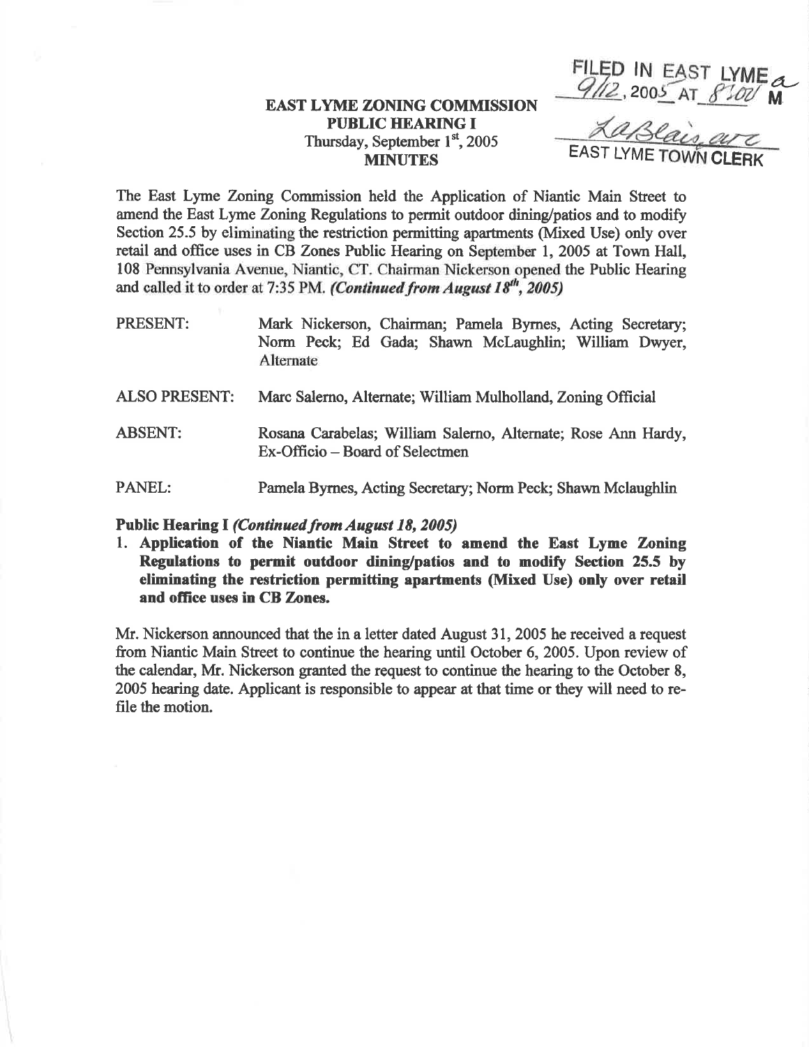FILED IN EAST LYME
9/12, 2005 AT 8:00 a M

LaBlaise, art
EAST LYME TOWN CLERK

**EAST LYME ZONING COMMISSION**
**PUBLIC HEARING I**
Thursday, September 1st, 2005
**MINUTES**

The East Lyme Zoning Commission held the Application of Niantic Main Street to amend the East Lyme Zoning Regulations to permit outdoor dining/patios and to modify Section 25.5 by eliminating the restriction permitting apartments (Mixed Use) only over retail and office uses in CB Zones Public Hearing on September 1, 2005 at Town Hall, 108 Pennsylvania Avenue, Niantic, CT. Chairman Nickerson opened the Public Hearing and called it to order at 7:35 PM. ***(Continued from August 18th, 2005)***

PRESENT: Mark Nickerson, Chairman; Pamela Byrnes, Acting Secretary; Norm Peck; Ed Gada; Shawn McLaughlin; William Dwyer, Alternate

ALSO PRESENT: Marc Salerno, Alternate; William Mulholland, Zoning Official

ABSENT: Rosana Carabelas; William Salerno, Alternate; Rose Ann Hardy, Ex-Officio – Board of Selectmen

PANEL: Pamela Byrnes, Acting Secretary; Norm Peck; Shawn Mclaughlin

**Public Hearing I *(Continued from August 18, 2005)***

1. **Application of the Niantic Main Street to amend the East Lyme Zoning Regulations to permit outdoor dining/patios and to modify Section 25.5 by eliminating the restriction permitting apartments (Mixed Use) only over retail and office uses in CB Zones.**

Mr. Nickerson announced that the in a letter dated August 31, 2005 he received a request from Niantic Main Street to continue the hearing until October 6, 2005. Upon review of the calendar, Mr. Nickerson granted the request to continue the hearing to the October 8, 2005 hearing date. Applicant is responsible to appear at that time or they will need to re-file the motion.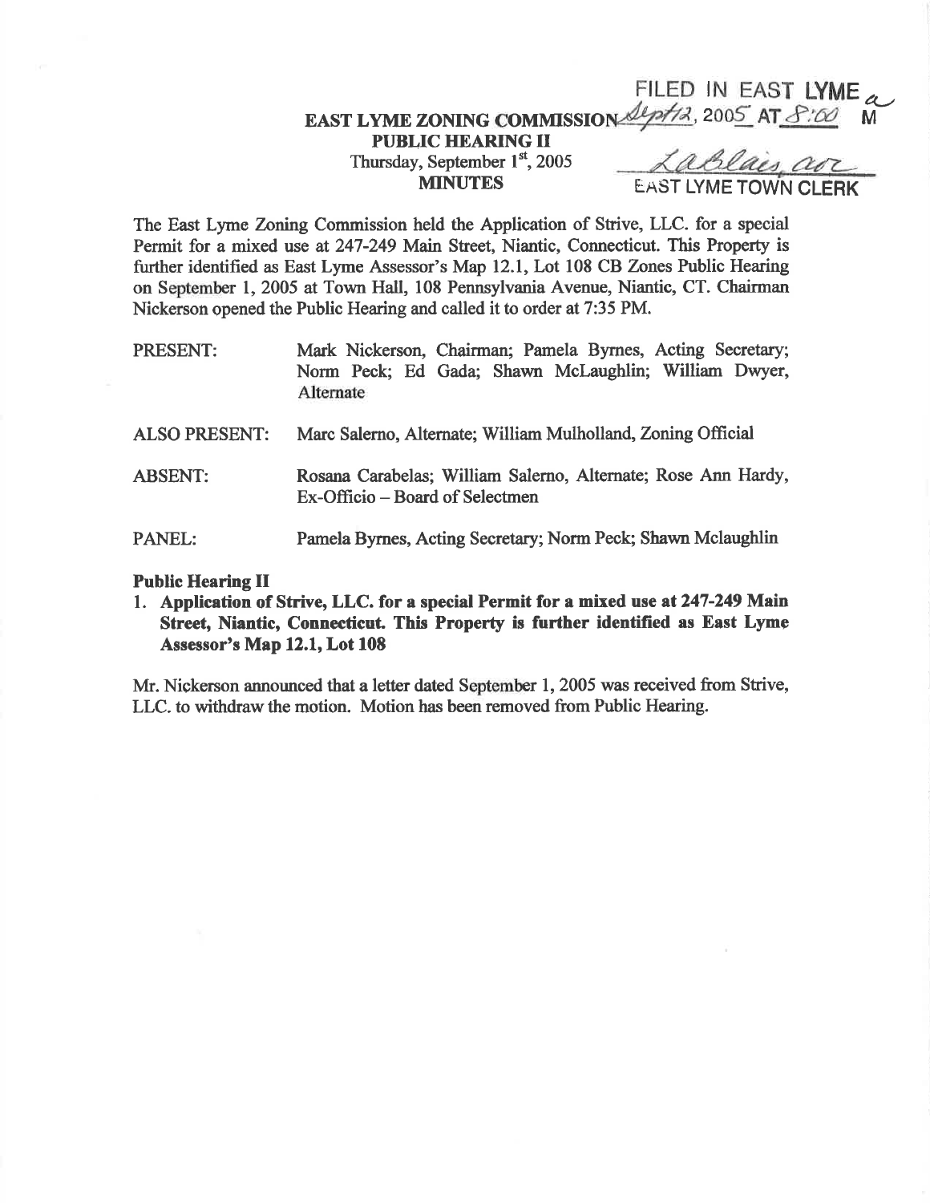FILED IN EAST LYME a
Sept 12, 2005 AT 8:00 M
LaBlair, asr
EAST LYME TOWN CLERK

**EAST LYME ZONING COMMISSION**
**PUBLIC HEARING II**
Thursday, September 1st, 2005
**MINUTES**

The East Lyme Zoning Commission held the Application of Strive, LLC. for a special Permit for a mixed use at 247-249 Main Street, Niantic, Connecticut. This Property is further identified as East Lyme Assessor's Map 12.1, Lot 108 CB Zones Public Hearing on September 1, 2005 at Town Hall, 108 Pennsylvania Avenue, Niantic, CT. Chairman Nickerson opened the Public Hearing and called it to order at 7:35 PM.

| | |
|---|---|
| PRESENT: | Mark Nickerson, Chairman; Pamela Byrnes, Acting Secretary; Norm Peck; Ed Gada; Shawn McLaughlin; William Dwyer, Alternate |
| ALSO PRESENT: | Marc Salerno, Alternate; William Mulholland, Zoning Official |
| ABSENT: | Rosana Carabelas; William Salerno, Alternate; Rose Ann Hardy, Ex-Officio – Board of Selectmen |
| PANEL: | Pamela Byrnes, Acting Secretary; Norm Peck; Shawn Mclaughlin |

**Public Hearing II**

1. **Application of Strive, LLC. for a special Permit for a mixed use at 247-249 Main Street, Niantic, Connecticut. This Property is further identified as East Lyme Assessor's Map 12.1, Lot 108**

Mr. Nickerson announced that a letter dated September 1, 2005 was received from Strive, LLC. to withdraw the motion. Motion has been removed from Public Hearing.